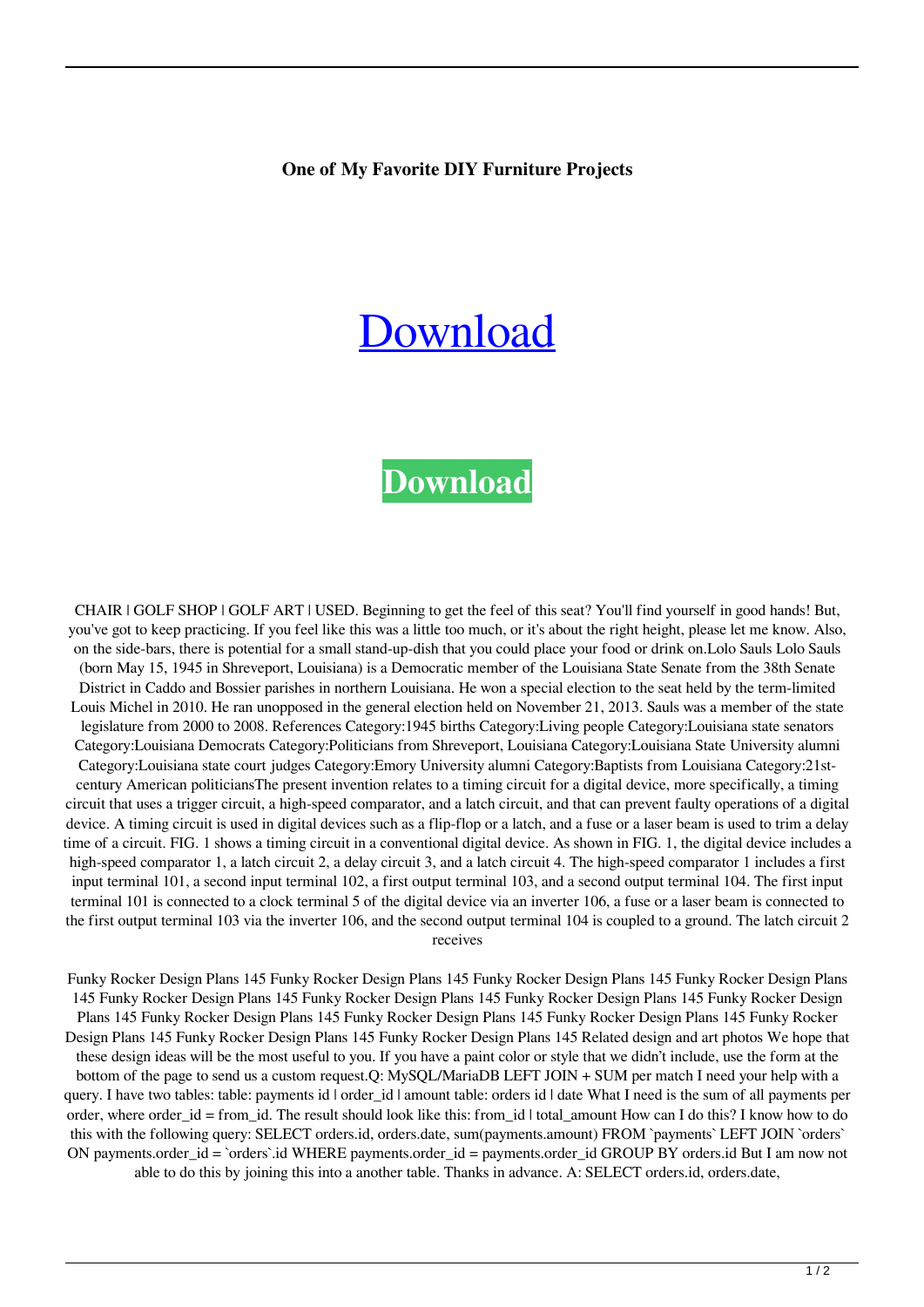**One of My Favorite DIY Furniture Projects**

# [Download](#)

## **Download**

CHAIR | GOLF SHOP | GOLF ART | USED. Beginning to get the feel of this seat? You'll find yourself in good hands! But, you've got to keep practicing. If you feel like this was a little too much, or it's about the right height, please let me know. Also, on the side-bars, there is potential for a small stand-up-dish that you could place your food or drink on.Lolo Sauls Lolo Sauls (born May 15, 1945 in Shreveport, Louisiana) is a Democratic member of the Louisiana State Senate from the 38th Senate District in Caddo and Bossier parishes in northern Louisiana. He won a special election to the seat held by the term-limited Louis Michel in 2010. He ran unopposed in the general election held on November 21, 2013. Sauls was a member of the state legislature from 2000 to 2008. References Category:1945 births Category:Living people Category:Louisiana state senators Category:Louisiana Democrats Category:Politicians from Shreveport, Louisiana Category:Louisiana State University alumni Category:Louisiana state court judges Category:Emory University alumni Category:Baptists from Louisiana Category:21st-century American politiciansThe present invention relates to a timing circuit for a digital device, more specifically, a timing circuit that uses a trigger circuit, a high-speed comparator, and a latch circuit, and that can prevent faulty operations of a digital device. A timing circuit is used in digital devices such as a flip-flop or a latch, and a fuse or a laser beam is used to trim a delay time of a circuit. FIG. 1 shows a timing circuit in a conventional digital device. As shown in FIG. 1, the digital device includes a high-speed comparator 1, a latch circuit 2, a delay circuit 3, and a latch circuit 4. The high-speed comparator 1 includes a first input terminal 101, a second input terminal 102, a first output terminal 103, and a second output terminal 104. The first input terminal 101 is connected to a clock terminal 5 of the digital device via an inverter 106, a fuse or a laser beam is connected to the first output terminal 103 via the inverter 106, and the second output terminal 104 is coupled to a ground. The latch circuit 2 receives

Funky Rocker Design Plans 145 Funky Rocker Design Plans 145 Funky Rocker Design Plans 145 Funky Rocker Design Plans 145 Funky Rocker Design Plans 145 Funky Rocker Design Plans 145 Funky Rocker Design Plans 145 Funky Rocker Design Plans 145 Funky Rocker Design Plans 145 Funky Rocker Design Plans 145 Funky Rocker Design Plans 145 Funky Rocker Design Plans 145 Funky Rocker Design Plans 145 Funky Rocker Design Plans 145 Related design and art photos We hope that these design ideas will be the most useful to you. If you have a paint color or style that we didn't include, use the form at the bottom of the page to send us a custom request.Q: MySQL/MariaDB LEFT JOIN + SUM per match I need your help with a query. I have two tables: table: payments id | order_id | amount table: orders id | date What I need is the sum of all payments per order, where order_id = from_id. The result should look like this: from_id | total_amount How can I do this? I know how to do this with the following query: SELECT orders.id, orders.date, sum(payments.amount) FROM `payments` LEFT JOIN `orders` ON payments.order_id = `orders`.id WHERE payments.order_id = payments.order_id GROUP BY orders.id But I am now not able to do this by joining this into a another table. Thanks in advance. A: SELECT orders.id, orders.date,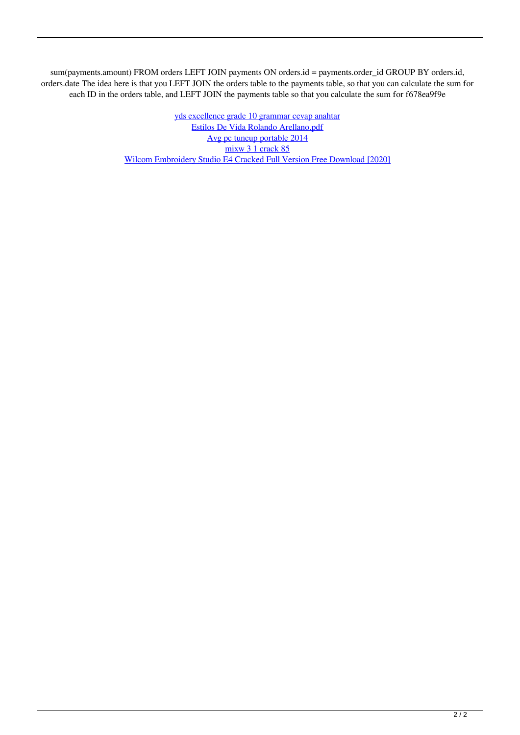sum(payments.amount) FROM orders LEFT JOIN payments ON orders.id = payments.order_id GROUP BY orders.id, orders.date The idea here is that you LEFT JOIN the orders table to the payments table, so that you can calculate the sum for each ID in the orders table, and LEFT JOIN the payments table so that you calculate the sum for f678ea9f9e

yds excellence grade 10 grammar cevap anahtar
Estilos De Vida Rolando Arellano.pdf
Avg pc tuneup portable 2014
mixw 3 1 crack 85
Wilcom Embroidery Studio E4 Cracked Full Version Free Download [2020]